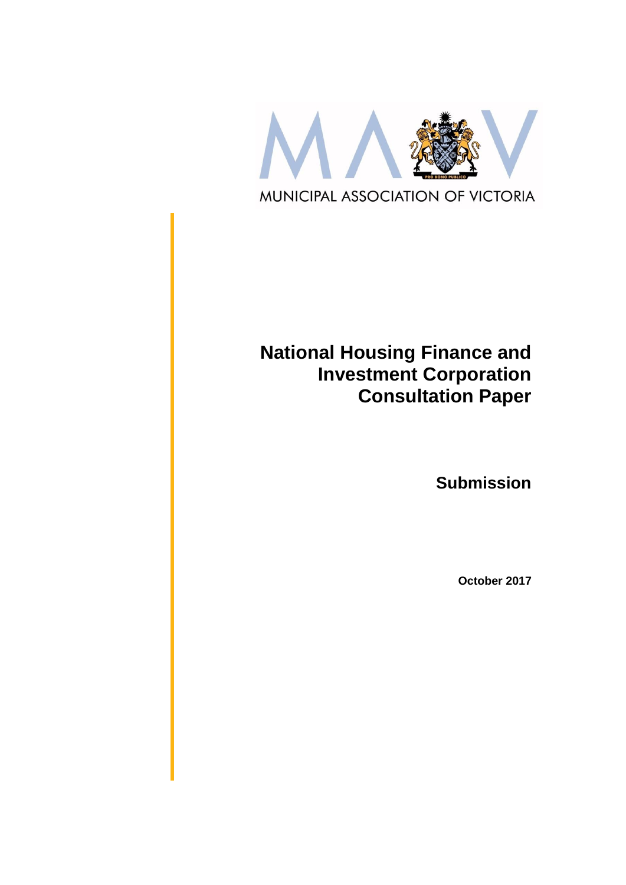MUNICIPAL ASSOCIATION OF VICTORIA

# National Housing Finance and Investment Corporation Consultation Paper

## Submission

**October 2017**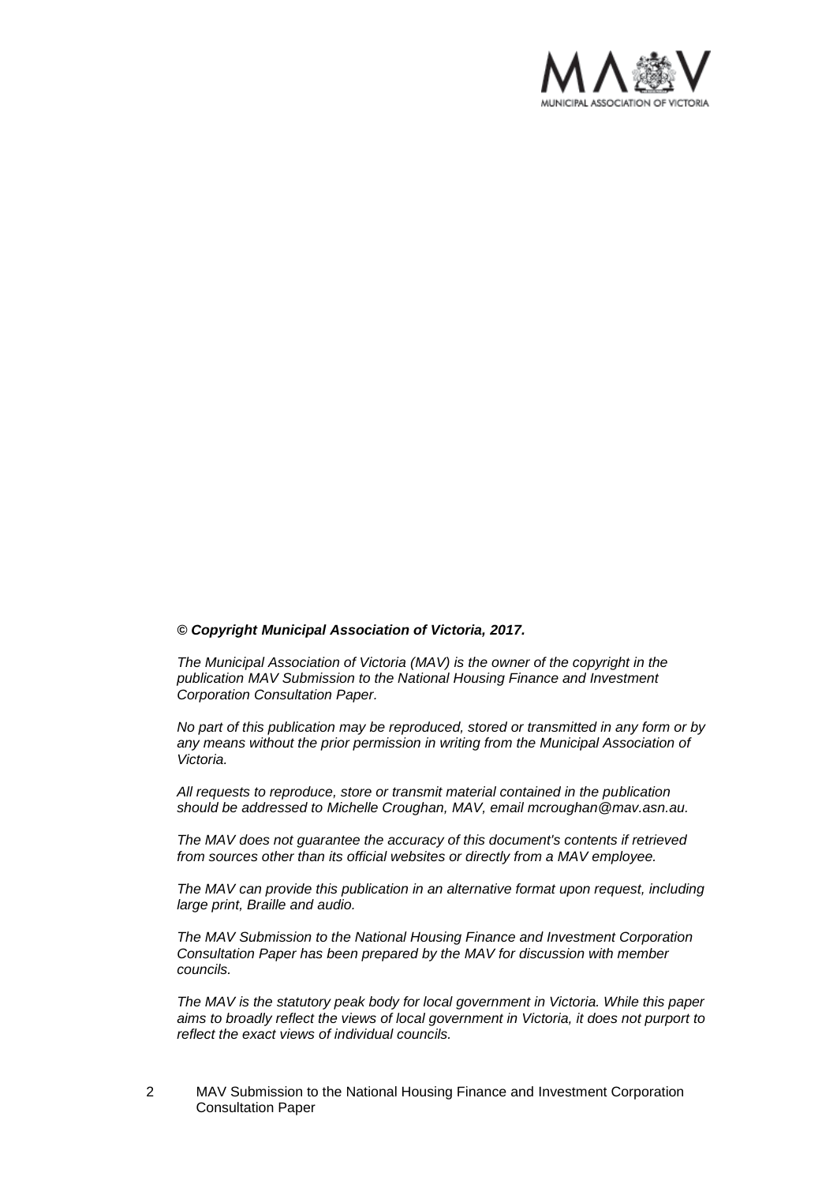***© Copyright Municipal Association of Victoria, 2017.***

*The Municipal Association of Victoria (MAV) is the owner of the copyright in the publication MAV Submission to the National Housing Finance and Investment Corporation Consultation Paper.*

*No part of this publication may be reproduced, stored or transmitted in any form or by any means without the prior permission in writing from the Municipal Association of Victoria.*

*All requests to reproduce, store or transmit material contained in the publication should be addressed to Michelle Croughan, MAV, email mcroughan@mav.asn.au.*

*The MAV does not guarantee the accuracy of this document's contents if retrieved from sources other than its official websites or directly from a MAV employee.*

*The MAV can provide this publication in an alternative format upon request, including large print, Braille and audio.*

*The MAV Submission to the National Housing Finance and Investment Corporation Consultation Paper has been prepared by the MAV for discussion with member councils.*

*The MAV is the statutory peak body for local government in Victoria. While this paper aims to broadly reflect the views of local government in Victoria, it does not purport to reflect the exact views of individual councils.*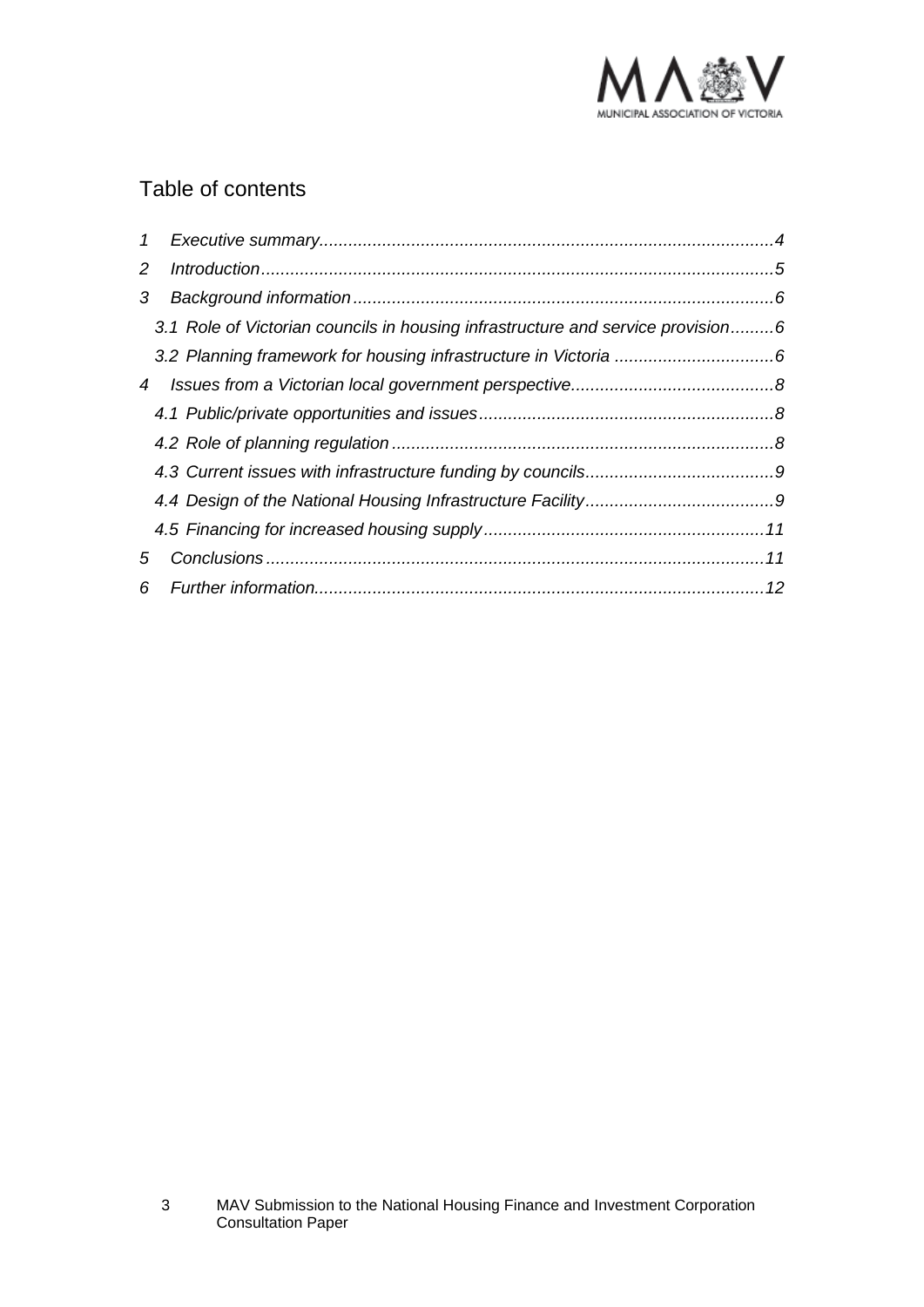## Table of contents

1 *Executive summary*.............................................................................................*4*

2 *Introduction*.........................................................................................................*5*

3 *Background information*......................................................................................*6*

*3.1 Role of Victorian councils in housing infrastructure and service provision*.........*6*

*3.2 Planning framework for housing infrastructure in Victoria* .................................*6*

4 *Issues from a Victorian local government perspective*..........................................*8*

*4.1 Public/private opportunities and issues*.............................................................*8*

*4.2 Role of planning regulation*...............................................................................*8*

*4.3 Current issues with infrastructure funding by councils*.......................................*9*

*4.4 Design of the National Housing Infrastructure Facility*.......................................*9*

*4.5 Financing for increased housing supply*..........................................................*11*

5 *Conclusions*......................................................................................................*11*

6 *Further information*............................................................................................*12*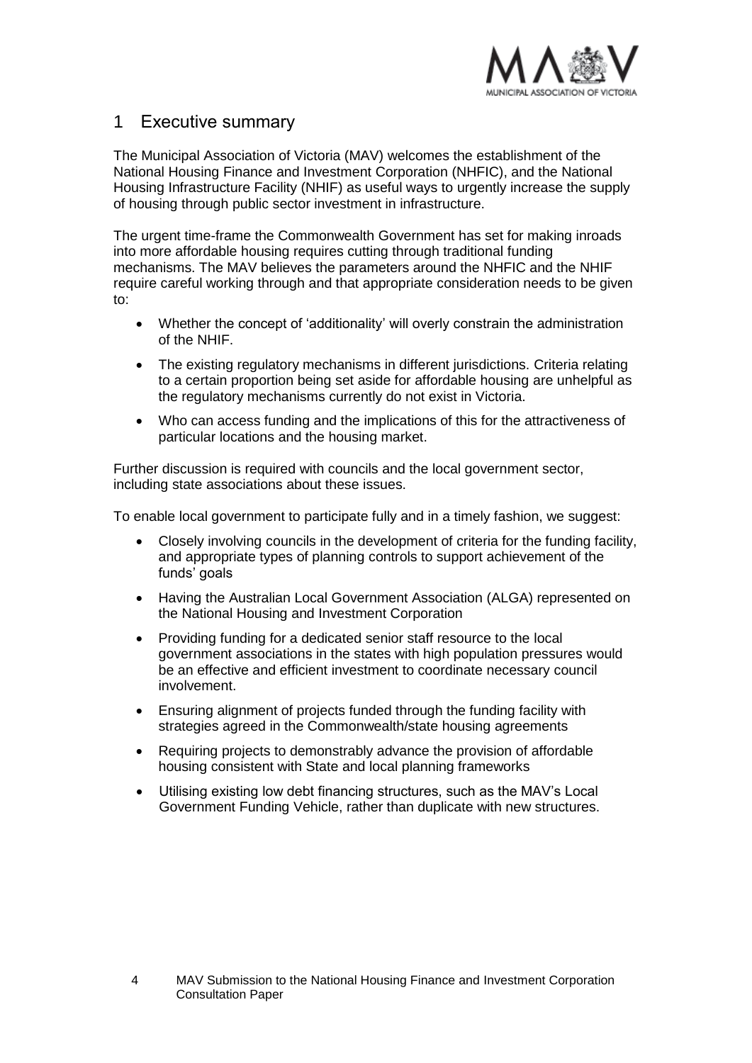# 1 Executive summary

The Municipal Association of Victoria (MAV) welcomes the establishment of the National Housing Finance and Investment Corporation (NHFIC), and the National Housing Infrastructure Facility (NHIF) as useful ways to urgently increase the supply of housing through public sector investment in infrastructure.

The urgent time-frame the Commonwealth Government has set for making inroads into more affordable housing requires cutting through traditional funding mechanisms. The MAV believes the parameters around the NHFIC and the NHIF require careful working through and that appropriate consideration needs to be given to:

- Whether the concept of 'additionality' will overly constrain the administration of the NHIF.
- The existing regulatory mechanisms in different jurisdictions. Criteria relating to a certain proportion being set aside for affordable housing are unhelpful as the regulatory mechanisms currently do not exist in Victoria.
- Who can access funding and the implications of this for the attractiveness of particular locations and the housing market.

Further discussion is required with councils and the local government sector, including state associations about these issues.

To enable local government to participate fully and in a timely fashion, we suggest:

- Closely involving councils in the development of criteria for the funding facility, and appropriate types of planning controls to support achievement of the funds' goals
- Having the Australian Local Government Association (ALGA) represented on the National Housing and Investment Corporation
- Providing funding for a dedicated senior staff resource to the local government associations in the states with high population pressures would be an effective and efficient investment to coordinate necessary council involvement.
- Ensuring alignment of projects funded through the funding facility with strategies agreed in the Commonwealth/state housing agreements
- Requiring projects to demonstrably advance the provision of affordable housing consistent with State and local planning frameworks
- Utilising existing low debt financing structures, such as the MAV's Local Government Funding Vehicle, rather than duplicate with new structures.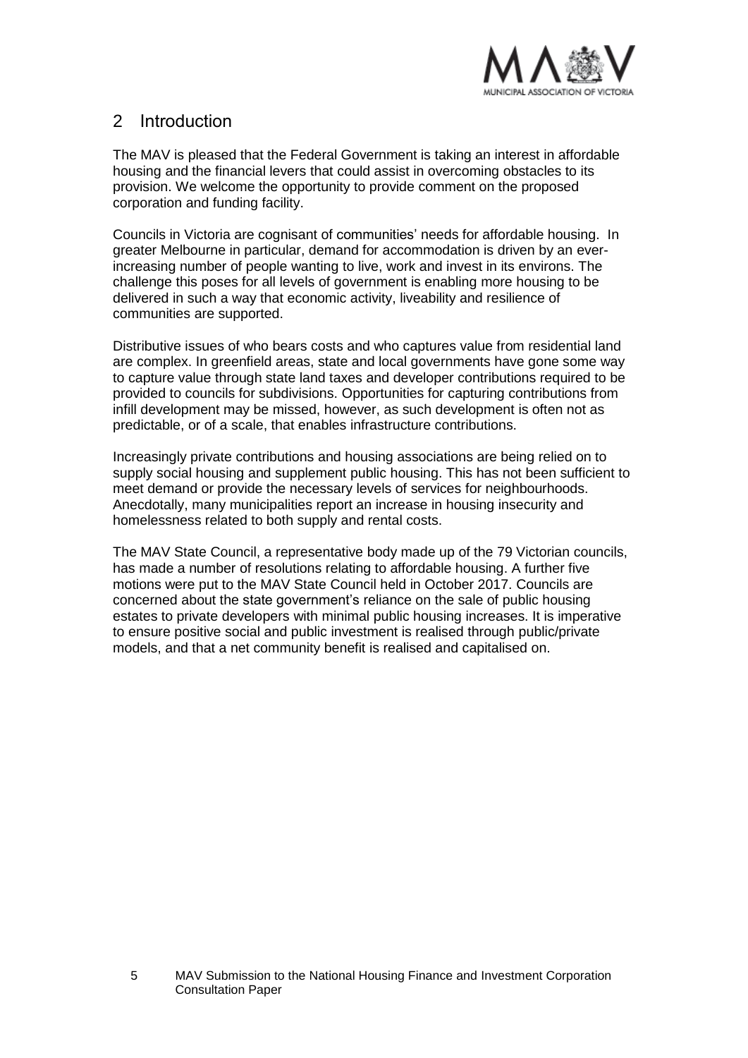## 2 Introduction

The MAV is pleased that the Federal Government is taking an interest in affordable housing and the financial levers that could assist in overcoming obstacles to its provision. We welcome the opportunity to provide comment on the proposed corporation and funding facility.

Councils in Victoria are cognisant of communities' needs for affordable housing. In greater Melbourne in particular, demand for accommodation is driven by an ever-increasing number of people wanting to live, work and invest in its environs. The challenge this poses for all levels of government is enabling more housing to be delivered in such a way that economic activity, liveability and resilience of communities are supported.

Distributive issues of who bears costs and who captures value from residential land are complex. In greenfield areas, state and local governments have gone some way to capture value through state land taxes and developer contributions required to be provided to councils for subdivisions. Opportunities for capturing contributions from infill development may be missed, however, as such development is often not as predictable, or of a scale, that enables infrastructure contributions.

Increasingly private contributions and housing associations are being relied on to supply social housing and supplement public housing. This has not been sufficient to meet demand or provide the necessary levels of services for neighbourhoods. Anecdotally, many municipalities report an increase in housing insecurity and homelessness related to both supply and rental costs.

The MAV State Council, a representative body made up of the 79 Victorian councils, has made a number of resolutions relating to affordable housing. A further five motions were put to the MAV State Council held in October 2017. Councils are concerned about the state government's reliance on the sale of public housing estates to private developers with minimal public housing increases. It is imperative to ensure positive social and public investment is realised through public/private models, and that a net community benefit is realised and capitalised on.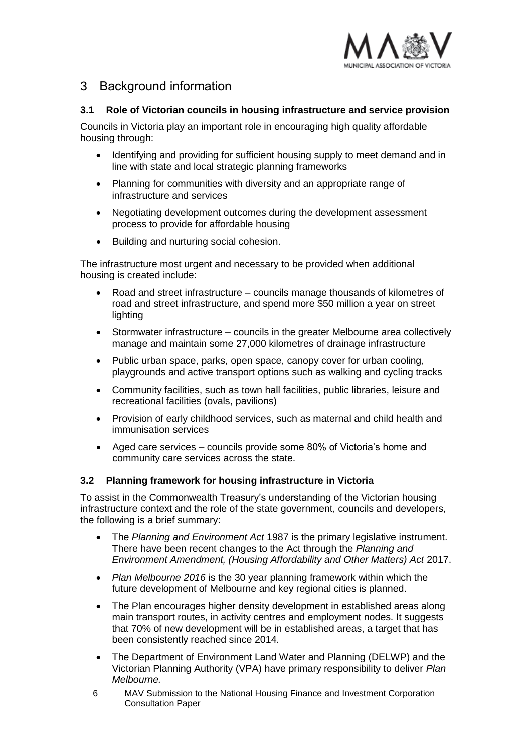# 3 Background information

### 3.1 Role of Victorian councils in housing infrastructure and service provision

Councils in Victoria play an important role in encouraging high quality affordable housing through:

- Identifying and providing for sufficient housing supply to meet demand and in line with state and local strategic planning frameworks
- Planning for communities with diversity and an appropriate range of infrastructure and services
- Negotiating development outcomes during the development assessment process to provide for affordable housing
- Building and nurturing social cohesion.

The infrastructure most urgent and necessary to be provided when additional housing is created include:

- Road and street infrastructure – councils manage thousands of kilometres of road and street infrastructure, and spend more $50 million a year on street lighting
- Stormwater infrastructure – councils in the greater Melbourne area collectively manage and maintain some 27,000 kilometres of drainage infrastructure
- Public urban space, parks, open space, canopy cover for urban cooling, playgrounds and active transport options such as walking and cycling tracks
- Community facilities, such as town hall facilities, public libraries, leisure and recreational facilities (ovals, pavilions)
- Provision of early childhood services, such as maternal and child health and immunisation services
- Aged care services – councils provide some 80% of Victoria's home and community care services across the state.

### 3.2 Planning framework for housing infrastructure in Victoria

To assist in the Commonwealth Treasury's understanding of the Victorian housing infrastructure context and the role of the state government, councils and developers, the following is a brief summary:

- The *Planning and Environment Act* 1987 is the primary legislative instrument. There have been recent changes to the Act through the *Planning and Environment Amendment, (Housing Affordability and Other Matters) Act* 2017.
- *Plan Melbourne 2016* is the 30 year planning framework within which the future development of Melbourne and key regional cities is planned.
- The Plan encourages higher density development in established areas along main transport routes, in activity centres and employment nodes. It suggests that 70% of new development will be in established areas, a target that has been consistently reached since 2014.
- The Department of Environment Land Water and Planning (DELWP) and the Victorian Planning Authority (VPA) have primary responsibility to deliver *Plan Melbourne.*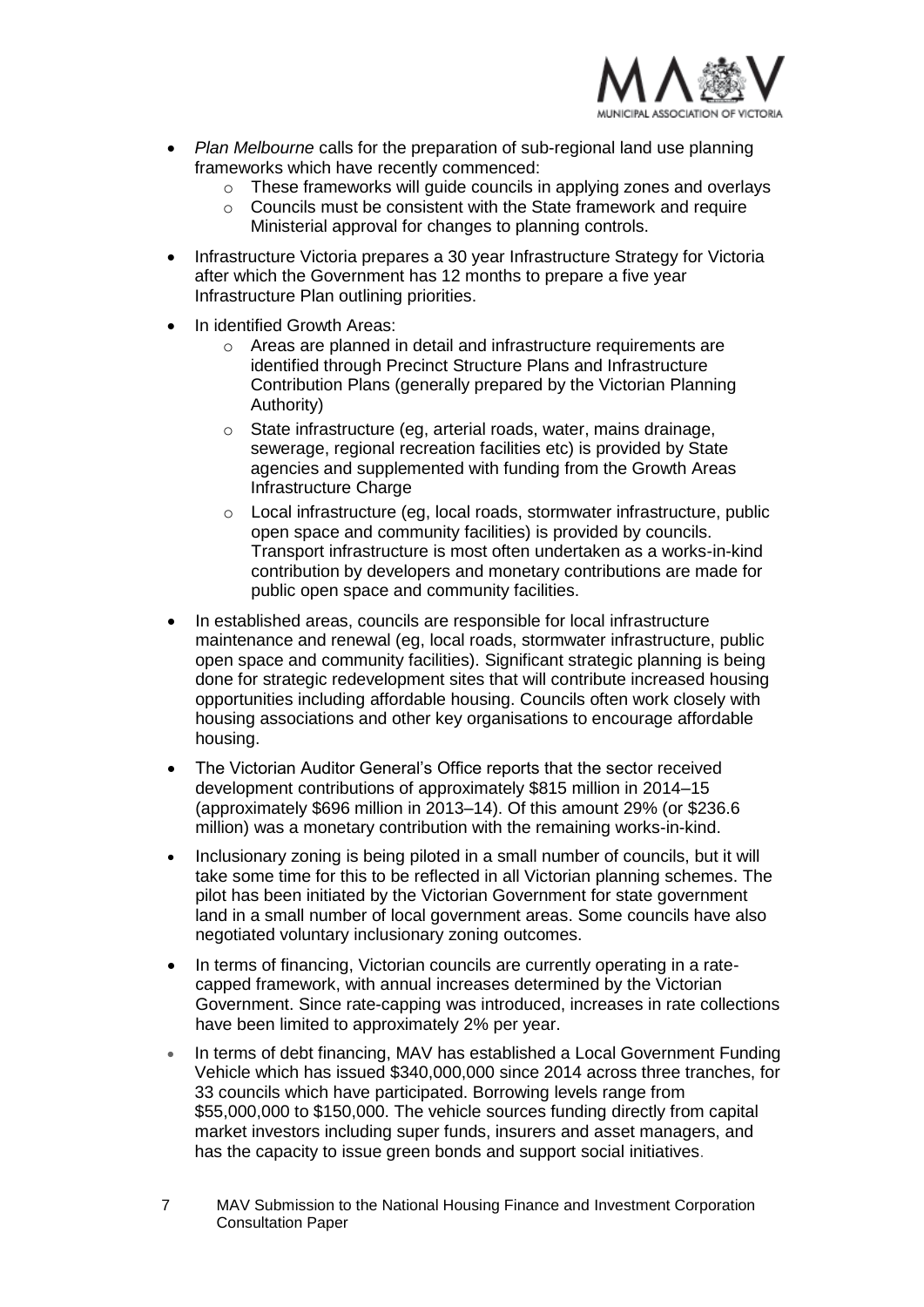- *Plan Melbourne* calls for the preparation of sub-regional land use planning frameworks which have recently commenced:
    - These frameworks will guide councils in applying zones and overlays
    - Councils must be consistent with the State framework and require Ministerial approval for changes to planning controls.
- Infrastructure Victoria prepares a 30 year Infrastructure Strategy for Victoria after which the Government has 12 months to prepare a five year Infrastructure Plan outlining priorities.
- In identified Growth Areas:
    - Areas are planned in detail and infrastructure requirements are identified through Precinct Structure Plans and Infrastructure Contribution Plans (generally prepared by the Victorian Planning Authority)
    - State infrastructure (eg, arterial roads, water, mains drainage, sewerage, regional recreation facilities etc) is provided by State agencies and supplemented with funding from the Growth Areas Infrastructure Charge
    - Local infrastructure (eg, local roads, stormwater infrastructure, public open space and community facilities) is provided by councils. Transport infrastructure is most often undertaken as a works-in-kind contribution by developers and monetary contributions are made for public open space and community facilities.
- In established areas, councils are responsible for local infrastructure maintenance and renewal (eg, local roads, stormwater infrastructure, public open space and community facilities). Significant strategic planning is being done for strategic redevelopment sites that will contribute increased housing opportunities including affordable housing. Councils often work closely with housing associations and other key organisations to encourage affordable housing.
- The Victorian Auditor General's Office reports that the sector received development contributions of approximately $815 million in 2014–15 (approximately $696 million in 2013–14). Of this amount 29% (or $236.6 million) was a monetary contribution with the remaining works-in-kind.
- Inclusionary zoning is being piloted in a small number of councils, but it will take some time for this to be reflected in all Victorian planning schemes. The pilot has been initiated by the Victorian Government for state government land in a small number of local government areas. Some councils have also negotiated voluntary inclusionary zoning outcomes.
- In terms of financing, Victorian councils are currently operating in a rate-capped framework, with annual increases determined by the Victorian Government. Since rate-capping was introduced, increases in rate collections have been limited to approximately 2% per year.
- In terms of debt financing, MAV has established a Local Government Funding Vehicle which has issued $340,000,000 since 2014 across three tranches, for 33 councils which have participated. Borrowing levels range from $55,000,000 to $150,000. The vehicle sources funding directly from capital market investors including super funds, insurers and asset managers, and has the capacity to issue green bonds and support social initiatives.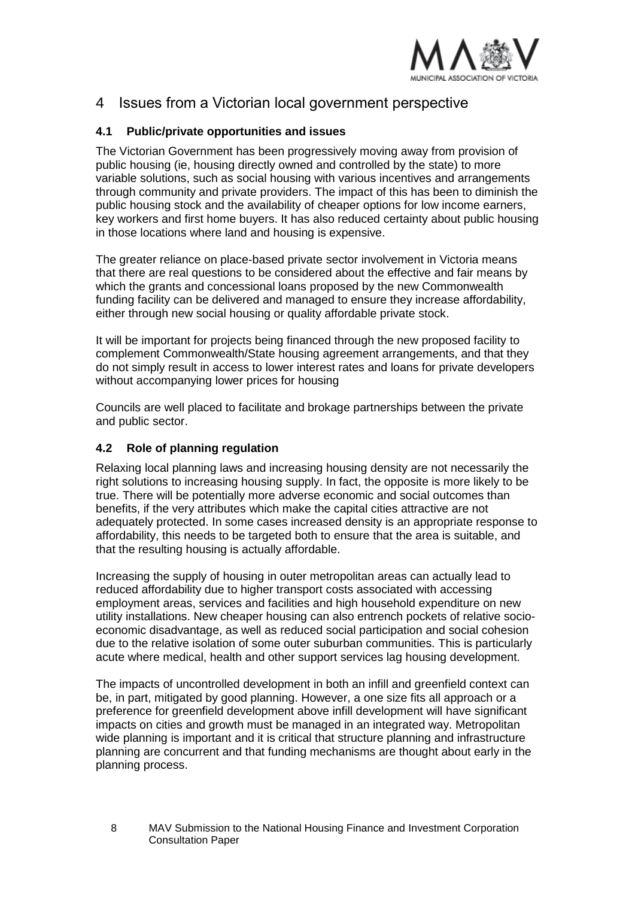# 4 Issues from a Victorian local government perspective

## 4.1 Public/private opportunities and issues

The Victorian Government has been progressively moving away from provision of public housing (ie, housing directly owned and controlled by the state) to more variable solutions, such as social housing with various incentives and arrangements through community and private providers. The impact of this has been to diminish the public housing stock and the availability of cheaper options for low income earners, key workers and first home buyers. It has also reduced certainty about public housing in those locations where land and housing is expensive.

The greater reliance on place-based private sector involvement in Victoria means that there are real questions to be considered about the effective and fair means by which the grants and concessional loans proposed by the new Commonwealth funding facility can be delivered and managed to ensure they increase affordability, either through new social housing or quality affordable private stock.

It will be important for projects being financed through the new proposed facility to complement Commonwealth/State housing agreement arrangements, and that they do not simply result in access to lower interest rates and loans for private developers without accompanying lower prices for housing

Councils are well placed to facilitate and brokage partnerships between the private and public sector.

## 4.2 Role of planning regulation

Relaxing local planning laws and increasing housing density are not necessarily the right solutions to increasing housing supply. In fact, the opposite is more likely to be true. There will be potentially more adverse economic and social outcomes than benefits, if the very attributes which make the capital cities attractive are not adequately protected. In some cases increased density is an appropriate response to affordability, this needs to be targeted both to ensure that the area is suitable, and that the resulting housing is actually affordable.

Increasing the supply of housing in outer metropolitan areas can actually lead to reduced affordability due to higher transport costs associated with accessing employment areas, services and facilities and high household expenditure on new utility installations. New cheaper housing can also entrench pockets of relative socio-economic disadvantage, as well as reduced social participation and social cohesion due to the relative isolation of some outer suburban communities. This is particularly acute where medical, health and other support services lag housing development.

The impacts of uncontrolled development in both an infill and greenfield context can be, in part, mitigated by good planning. However, a one size fits all approach or a preference for greenfield development above infill development will have significant impacts on cities and growth must be managed in an integrated way. Metropolitan wide planning is important and it is critical that structure planning and infrastructure planning are concurrent and that funding mechanisms are thought about early in the planning process.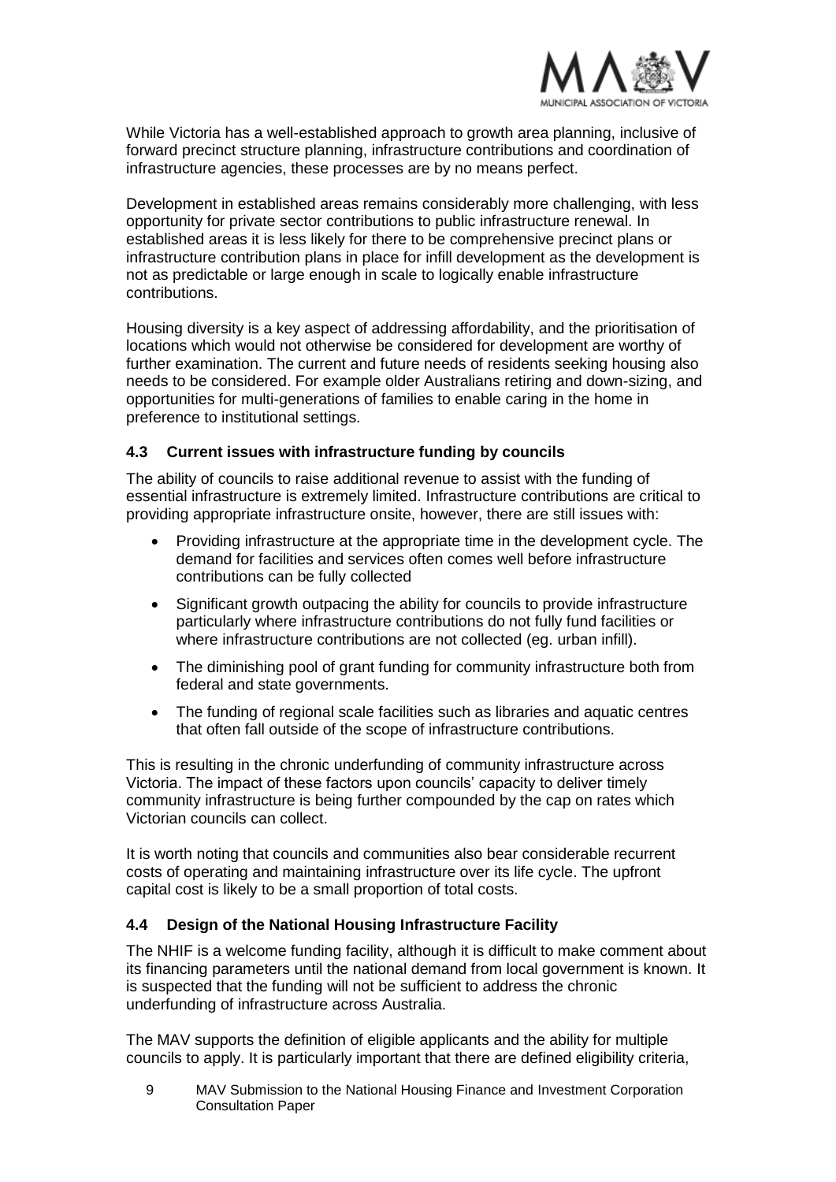While Victoria has a well-established approach to growth area planning, inclusive of forward precinct structure planning, infrastructure contributions and coordination of infrastructure agencies, these processes are by no means perfect.

Development in established areas remains considerably more challenging, with less opportunity for private sector contributions to public infrastructure renewal. In established areas it is less likely for there to be comprehensive precinct plans or infrastructure contribution plans in place for infill development as the development is not as predictable or large enough in scale to logically enable infrastructure contributions.

Housing diversity is a key aspect of addressing affordability, and the prioritisation of locations which would not otherwise be considered for development are worthy of further examination. The current and future needs of residents seeking housing also needs to be considered. For example older Australians retiring and down-sizing, and opportunities for multi-generations of families to enable caring in the home in preference to institutional settings.

### 4.3 Current issues with infrastructure funding by councils

The ability of councils to raise additional revenue to assist with the funding of essential infrastructure is extremely limited. Infrastructure contributions are critical to providing appropriate infrastructure onsite, however, there are still issues with:

- Providing infrastructure at the appropriate time in the development cycle. The demand for facilities and services often comes well before infrastructure contributions can be fully collected
- Significant growth outpacing the ability for councils to provide infrastructure particularly where infrastructure contributions do not fully fund facilities or where infrastructure contributions are not collected (eg. urban infill).
- The diminishing pool of grant funding for community infrastructure both from federal and state governments.
- The funding of regional scale facilities such as libraries and aquatic centres that often fall outside of the scope of infrastructure contributions.

This is resulting in the chronic underfunding of community infrastructure across Victoria. The impact of these factors upon councils' capacity to deliver timely community infrastructure is being further compounded by the cap on rates which Victorian councils can collect.

It is worth noting that councils and communities also bear considerable recurrent costs of operating and maintaining infrastructure over its life cycle. The upfront capital cost is likely to be a small proportion of total costs.

### 4.4 Design of the National Housing Infrastructure Facility

The NHIF is a welcome funding facility, although it is difficult to make comment about its financing parameters until the national demand from local government is known. It is suspected that the funding will not be sufficient to address the chronic underfunding of infrastructure across Australia.

The MAV supports the definition of eligible applicants and the ability for multiple councils to apply. It is particularly important that there are defined eligibility criteria,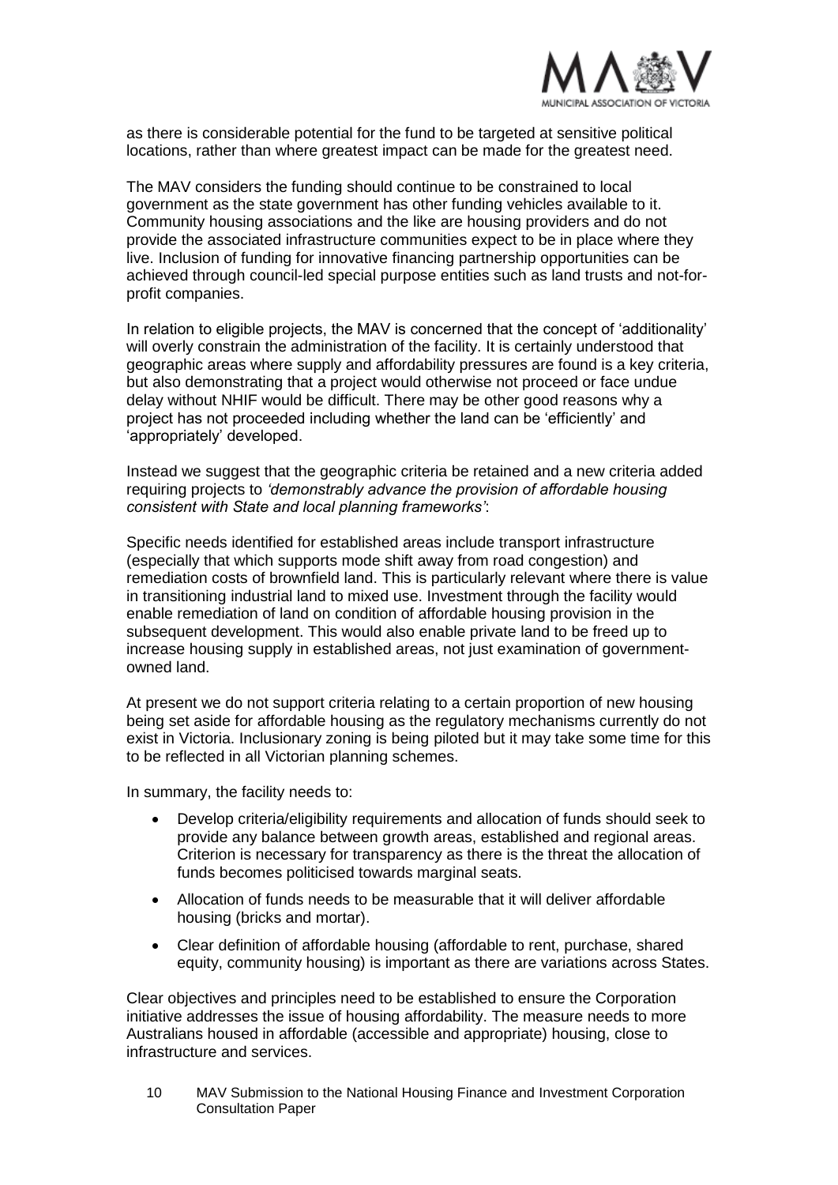as there is considerable potential for the fund to be targeted at sensitive political locations, rather than where greatest impact can be made for the greatest need.

The MAV considers the funding should continue to be constrained to local government as the state government has other funding vehicles available to it. Community housing associations and the like are housing providers and do not provide the associated infrastructure communities expect to be in place where they live. Inclusion of funding for innovative financing partnership opportunities can be achieved through council-led special purpose entities such as land trusts and not-for-profit companies.

In relation to eligible projects, the MAV is concerned that the concept of 'additionality' will overly constrain the administration of the facility. It is certainly understood that geographic areas where supply and affordability pressures are found is a key criteria, but also demonstrating that a project would otherwise not proceed or face undue delay without NHIF would be difficult. There may be other good reasons why a project has not proceeded including whether the land can be 'efficiently' and 'appropriately' developed.

Instead we suggest that the geographic criteria be retained and a new criteria added requiring projects to *'demonstrably advance the provision of affordable housing consistent with State and local planning frameworks'*:

Specific needs identified for established areas include transport infrastructure (especially that which supports mode shift away from road congestion) and remediation costs of brownfield land. This is particularly relevant where there is value in transitioning industrial land to mixed use. Investment through the facility would enable remediation of land on condition of affordable housing provision in the subsequent development. This would also enable private land to be freed up to increase housing supply in established areas, not just examination of government-owned land.

At present we do not support criteria relating to a certain proportion of new housing being set aside for affordable housing as the regulatory mechanisms currently do not exist in Victoria. Inclusionary zoning is being piloted but it may take some time for this to be reflected in all Victorian planning schemes.

In summary, the facility needs to:

- Develop criteria/eligibility requirements and allocation of funds should seek to provide any balance between growth areas, established and regional areas. Criterion is necessary for transparency as there is the threat the allocation of funds becomes politicised towards marginal seats.
- Allocation of funds needs to be measurable that it will deliver affordable housing (bricks and mortar).
- Clear definition of affordable housing (affordable to rent, purchase, shared equity, community housing) is important as there are variations across States.

Clear objectives and principles need to be established to ensure the Corporation initiative addresses the issue of housing affordability. The measure needs to more Australians housed in affordable (accessible and appropriate) housing, close to infrastructure and services.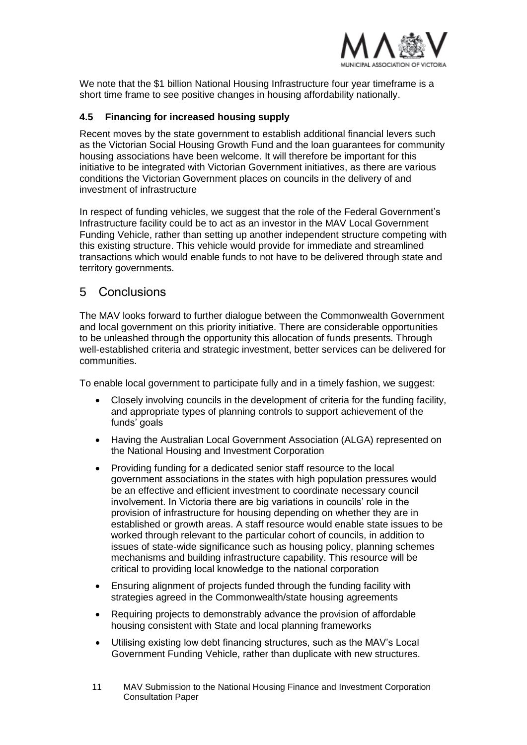We note that the $1 billion National Housing Infrastructure four year timeframe is a short time frame to see positive changes in housing affordability nationally.

### 4.5 Financing for increased housing supply

Recent moves by the state government to establish additional financial levers such as the Victorian Social Housing Growth Fund and the loan guarantees for community housing associations have been welcome. It will therefore be important for this initiative to be integrated with Victorian Government initiatives, as there are various conditions the Victorian Government places on councils in the delivery of and investment of infrastructure

In respect of funding vehicles, we suggest that the role of the Federal Government's Infrastructure facility could be to act as an investor in the MAV Local Government Funding Vehicle, rather than setting up another independent structure competing with this existing structure. This vehicle would provide for immediate and streamlined transactions which would enable funds to not have to be delivered through state and territory governments.

## 5 Conclusions

The MAV looks forward to further dialogue between the Commonwealth Government and local government on this priority initiative. There are considerable opportunities to be unleashed through the opportunity this allocation of funds presents. Through well-established criteria and strategic investment, better services can be delivered for communities.

To enable local government to participate fully and in a timely fashion, we suggest:

- Closely involving councils in the development of criteria for the funding facility, and appropriate types of planning controls to support achievement of the funds' goals
- Having the Australian Local Government Association (ALGA) represented on the National Housing and Investment Corporation
- Providing funding for a dedicated senior staff resource to the local government associations in the states with high population pressures would be an effective and efficient investment to coordinate necessary council involvement. In Victoria there are big variations in councils' role in the provision of infrastructure for housing depending on whether they are in established or growth areas. A staff resource would enable state issues to be worked through relevant to the particular cohort of councils, in addition to issues of state-wide significance such as housing policy, planning schemes mechanisms and building infrastructure capability. This resource will be critical to providing local knowledge to the national corporation
- Ensuring alignment of projects funded through the funding facility with strategies agreed in the Commonwealth/state housing agreements
- Requiring projects to demonstrably advance the provision of affordable housing consistent with State and local planning frameworks
- Utilising existing low debt financing structures, such as the MAV's Local Government Funding Vehicle, rather than duplicate with new structures.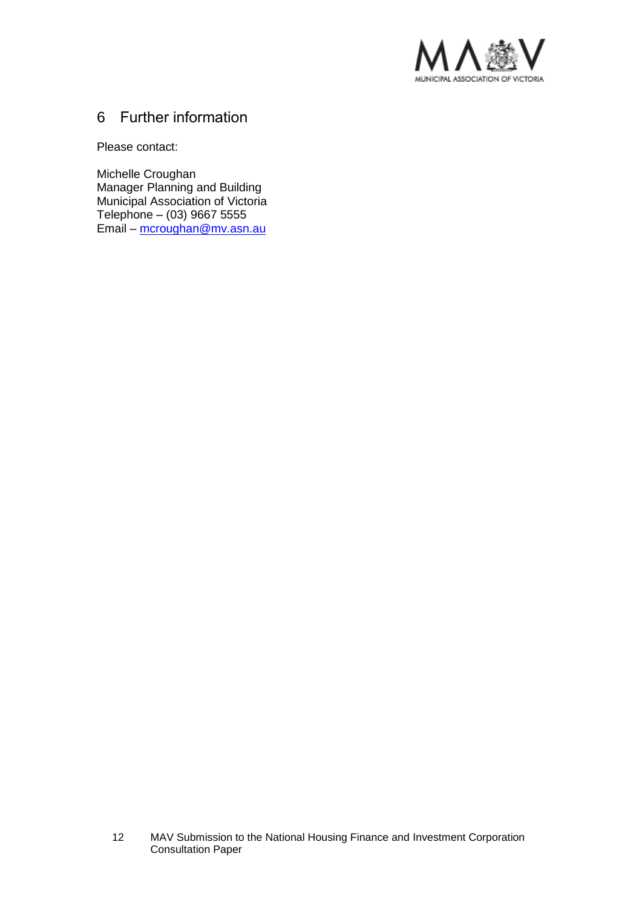## 6 Further information

Please contact:

Michelle Croughan
Manager Planning and Building
Municipal Association of Victoria
Telephone – (03) 9667 5555
Email – mcroughan@mv.asn.au